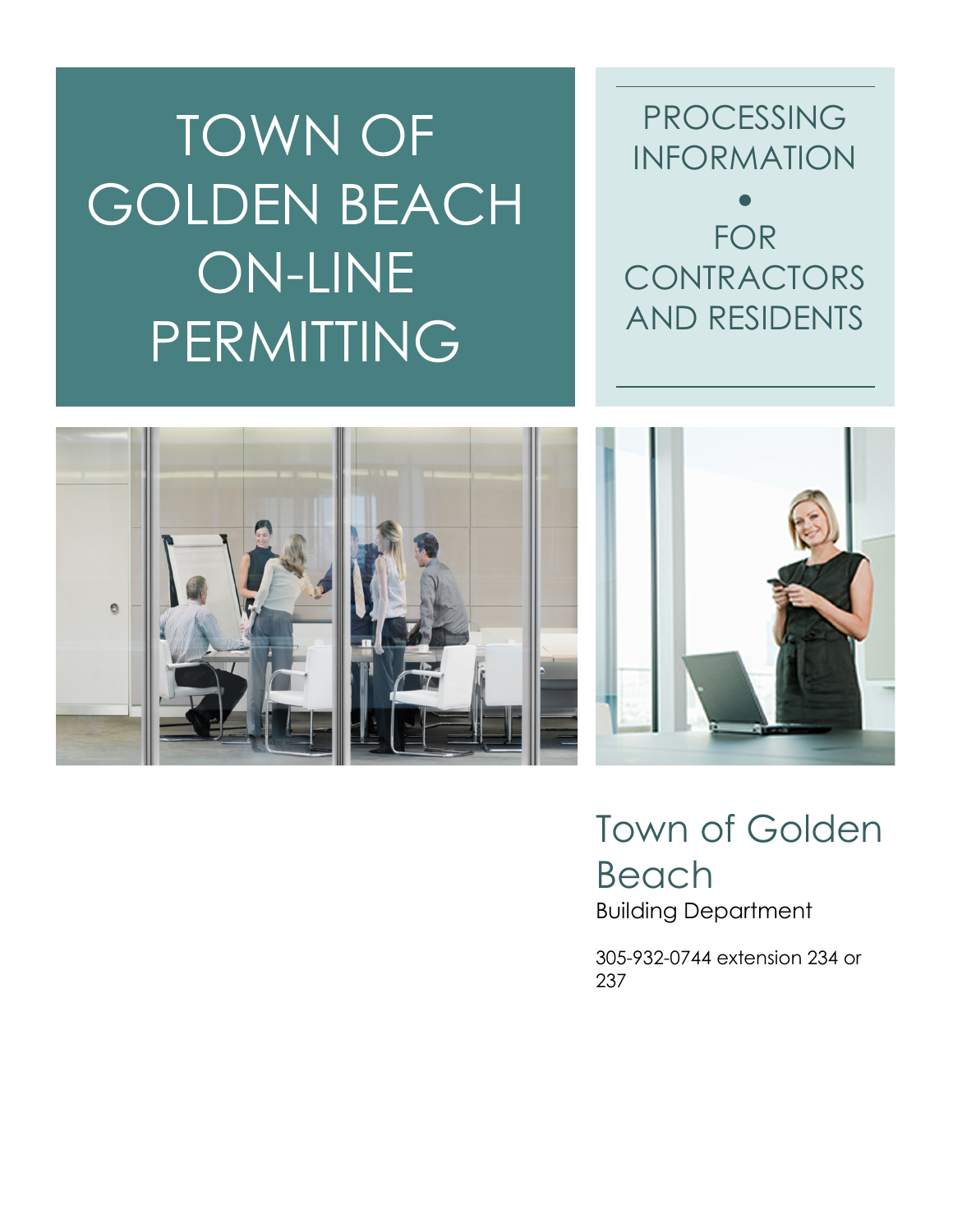# TOWN OF GOLDEN BEACH ON-LINE PERMITTING

## PROCESSING INFORMATION

•

## FOR CONTRACTORS AND RESIDENTS

## Town of Golden Beach

Building Department

305-932-0744 extension 234 or 237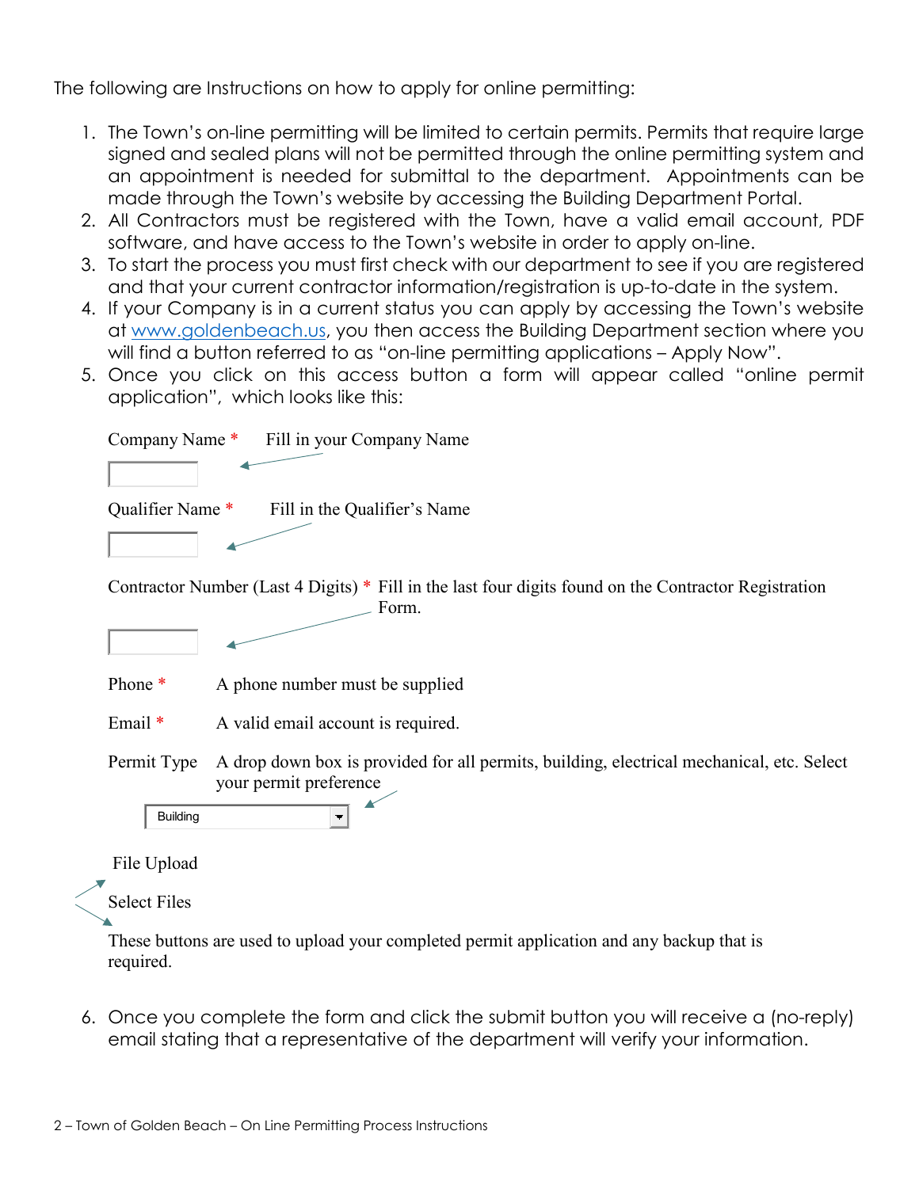The following are Instructions on how to apply for online permitting:

1. The Town's on-line permitting will be limited to certain permits. Permits that require large signed and sealed plans will not be permitted through the online permitting system and an appointment is needed for submittal to the department. Appointments can be made through the Town's website by accessing the Building Department Portal.
2. All Contractors must be registered with the Town, have a valid email account, PDF software, and have access to the Town's website in order to apply on-line.
3. To start the process you must first check with our department to see if you are registered and that your current contractor information/registration is up-to-date in the system.
4. If your Company is in a current status you can apply by accessing the Town's website at [www.goldenbeach.us](http://www.goldenbeach.us), you then access the Building Department section where you will find a button referred to as "on-line permitting applications – Apply Now".
5. Once you click on this access button a form will appear called "online permit application", which looks like this:

Company Name * — Fill in your Company Name

Qualifier Name * — Fill in the Qualifier's Name

Contractor Number (Last 4 Digits) * — Fill in the last four digits found on the Contractor Registration Form.

Phone * — A phone number must be supplied

Email * — A valid email account is required.

Permit Type — A drop down box is provided for all permits, building, electrical mechanical, etc. Select your permit preference

Building

File Upload

Select Files

These buttons are used to upload your completed permit application and any backup that is required.

6. Once you complete the form and click the submit button you will receive a (no-reply) email stating that a representative of the department will verify your information.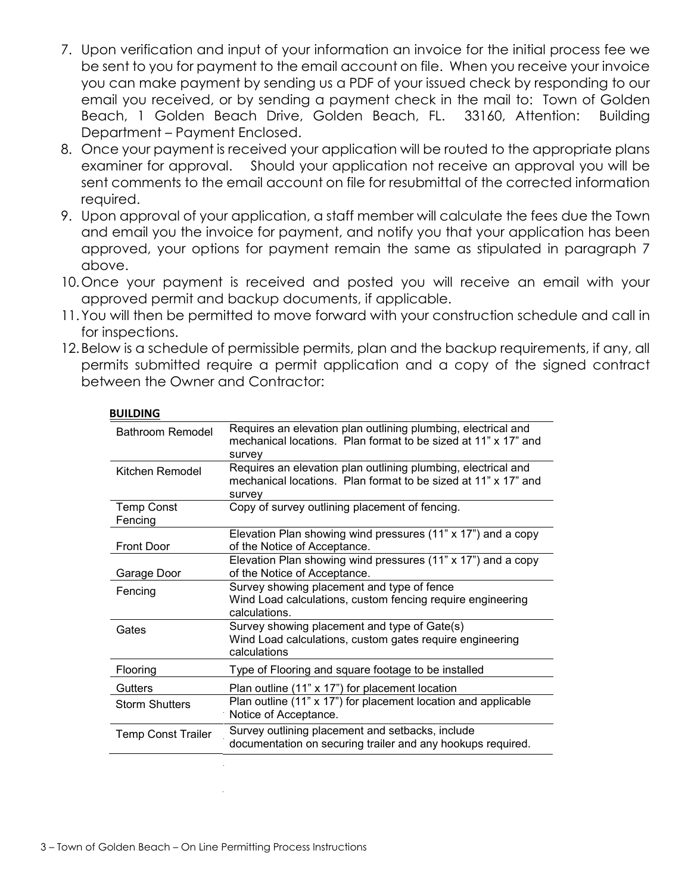7. Upon verification and input of your information an invoice for the initial process fee we be sent to you for payment to the email account on file. When you receive your invoice you can make payment by sending us a PDF of your issued check by responding to our email you received, or by sending a payment check in the mail to: Town of Golden Beach, 1 Golden Beach Drive, Golden Beach, FL. 33160, Attention: Building Department – Payment Enclosed.
8. Once your payment is received your application will be routed to the appropriate plans examiner for approval. Should your application not receive an approval you will be sent comments to the email account on file for resubmittal of the corrected information required.
9. Upon approval of your application, a staff member will calculate the fees due the Town and email you the invoice for payment, and notify you that your application has been approved, your options for payment remain the same as stipulated in paragraph 7 above.
10. Once your payment is received and posted you will receive an email with your approved permit and backup documents, if applicable.
11. You will then be permitted to move forward with your construction schedule and call in for inspections.
12. Below is a schedule of permissible permits, plan and the backup requirements, if any, all permits submitted require a permit application and a copy of the signed contract between the Owner and Contractor:

**BUILDING**

| | |
|---|---|
| Bathroom Remodel | Requires an elevation plan outlining plumbing, electrical and mechanical locations. Plan format to be sized at 11" x 17" and survey |
| Kitchen Remodel | Requires an elevation plan outlining plumbing, electrical and mechanical locations. Plan format to be sized at 11" x 17" and survey |
| Temp Const Fencing | Copy of survey outlining placement of fencing. |
| Front Door | Elevation Plan showing wind pressures (11" x 17") and a copy of the Notice of Acceptance. |
| Garage Door | Elevation Plan showing wind pressures (11" x 17") and a copy of the Notice of Acceptance. |
| Fencing | Survey showing placement and type of fence<br>Wind Load calculations, custom fencing require engineering calculations. |
| Gates | Survey showing placement and type of Gate(s)<br>Wind Load calculations, custom gates require engineering calculations |
| Flooring | Type of Flooring and square footage to be installed |
| Gutters | Plan outline (11" x 17") for placement location |
| Storm Shutters | Plan outline (11" x 17") for placement location and applicable Notice of Acceptance. |
| Temp Const Trailer | Survey outlining placement and setbacks, include documentation on securing trailer and any hookups required. |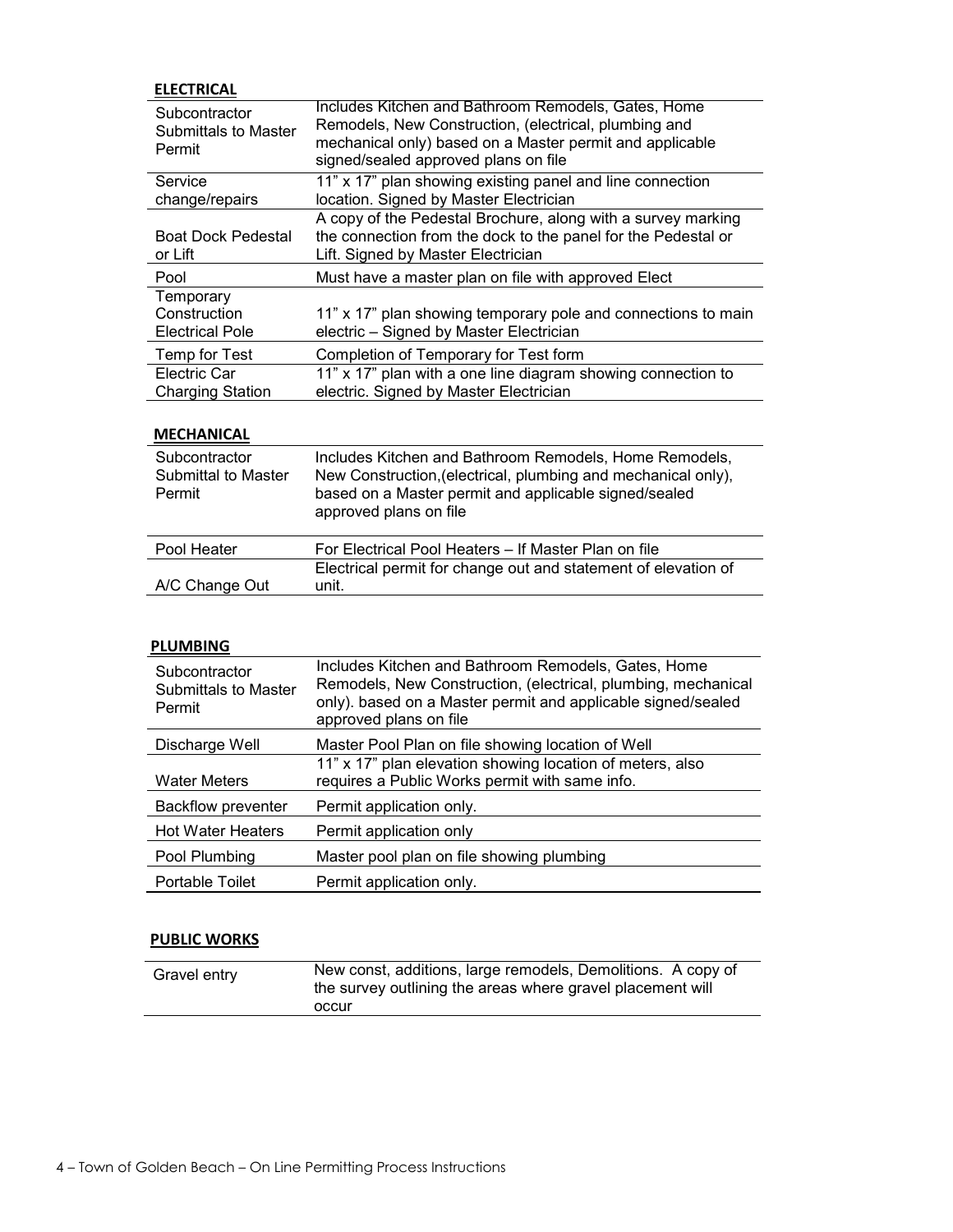**ELECTRICAL**

| | |
|---|---|
| Subcontractor Submittals to Master Permit | Includes Kitchen and Bathroom Remodels, Gates, Home Remodels, New Construction, (electrical, plumbing and mechanical only) based on a Master permit and applicable signed/sealed approved plans on file |
| Service change/repairs | 11" x 17" plan showing existing panel and line connection location. Signed by Master Electrician |
| Boat Dock Pedestal or Lift | A copy of the Pedestal Brochure, along with a survey marking the connection from the dock to the panel for the Pedestal or Lift. Signed by Master Electrician |
| Pool | Must have a master plan on file with approved Elect |
| Temporary Construction Electrical Pole | 11" x 17" plan showing temporary pole and connections to main electric – Signed by Master Electrician |
| Temp for Test | Completion of Temporary for Test form |
| Electric Car Charging Station | 11" x 17" plan with a one line diagram showing connection to electric. Signed by Master Electrician |

**MECHANICAL**

| | |
|---|---|
| Subcontractor Submittal to Master Permit | Includes Kitchen and Bathroom Remodels, Home Remodels, New Construction,(electrical, plumbing and mechanical only), based on a Master permit and applicable signed/sealed approved plans on file |
| Pool Heater | For Electrical Pool Heaters – If Master Plan on file |
| A/C Change Out | Electrical permit for change out and statement of elevation of unit. |

**PLUMBING**

| | |
|---|---|
| Subcontractor Submittals to Master Permit | Includes Kitchen and Bathroom Remodels, Gates, Home Remodels, New Construction, (electrical, plumbing, mechanical only). based on a Master permit and applicable signed/sealed approved plans on file |
| Discharge Well | Master Pool Plan on file showing location of Well |
| Water Meters | 11" x 17" plan elevation showing location of meters, also requires a Public Works permit with same info. |
| Backflow preventer | Permit application only. |
| Hot Water Heaters | Permit application only |
| Pool Plumbing | Master pool plan on file showing plumbing |
| Portable Toilet | Permit application only. |

**PUBLIC WORKS**

| | |
|---|---|
| Gravel entry | New const, additions, large remodels, Demolitions. A copy of the survey outlining the areas where gravel placement will occur |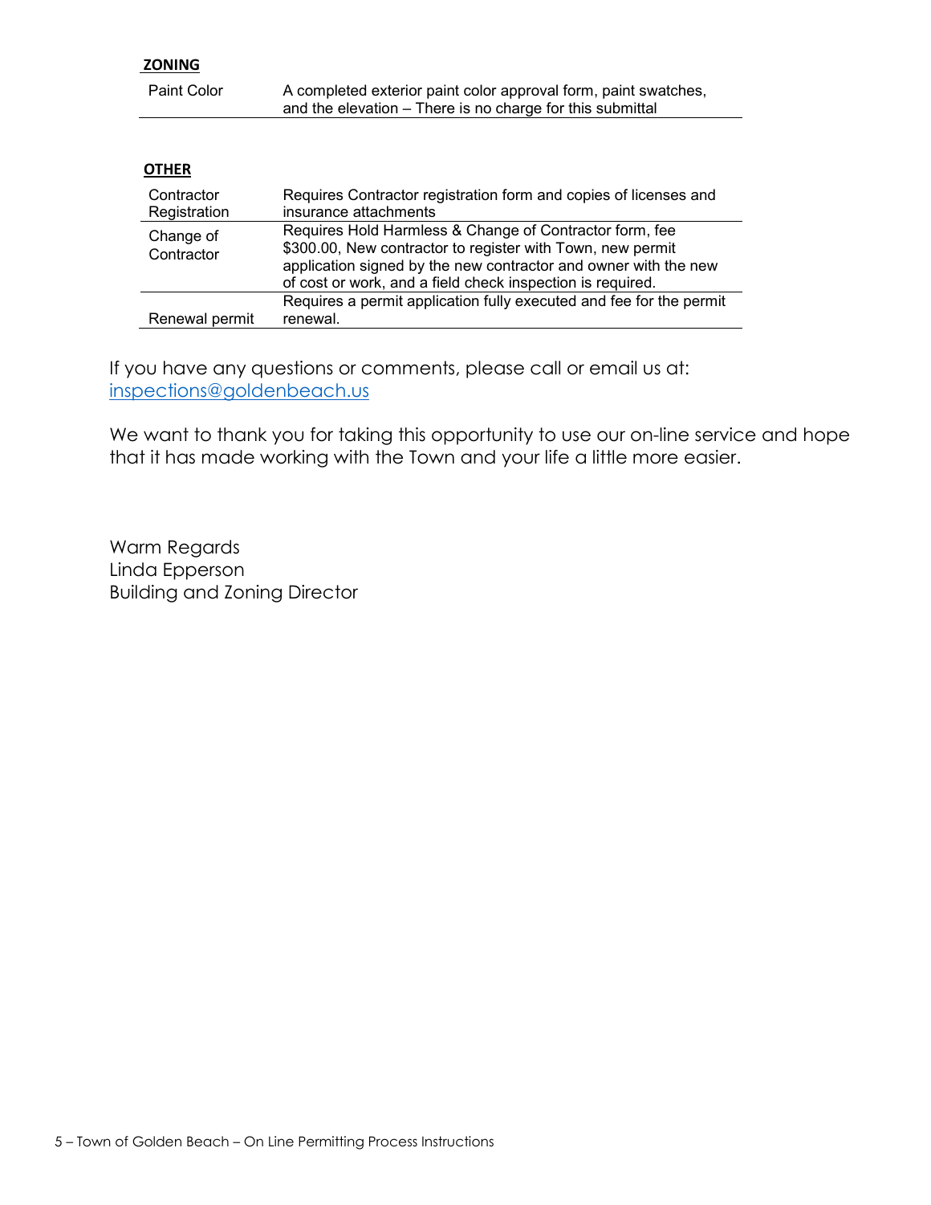**ZONING**

| | |
|---|---|
| Paint Color | A completed exterior paint color approval form, paint swatches, and the elevation – There is no charge for this submittal |

**OTHER**

| | |
|---|---|
| Contractor Registration | Requires Contractor registration form and copies of licenses and insurance attachments |
| Change of Contractor | Requires Hold Harmless & Change of Contractor form, fee $300.00, New contractor to register with Town, new permit application signed by the new contractor and owner with the new of cost or work, and a field check inspection is required. |
| Renewal permit | Requires a permit application fully executed and fee for the permit renewal. |

If you have any questions or comments, please call or email us at: inspections@goldenbeach.us

We want to thank you for taking this opportunity to use our on-line service and hope that it has made working with the Town and your life a little more easier.

Warm Regards
Linda Epperson
Building and Zoning Director